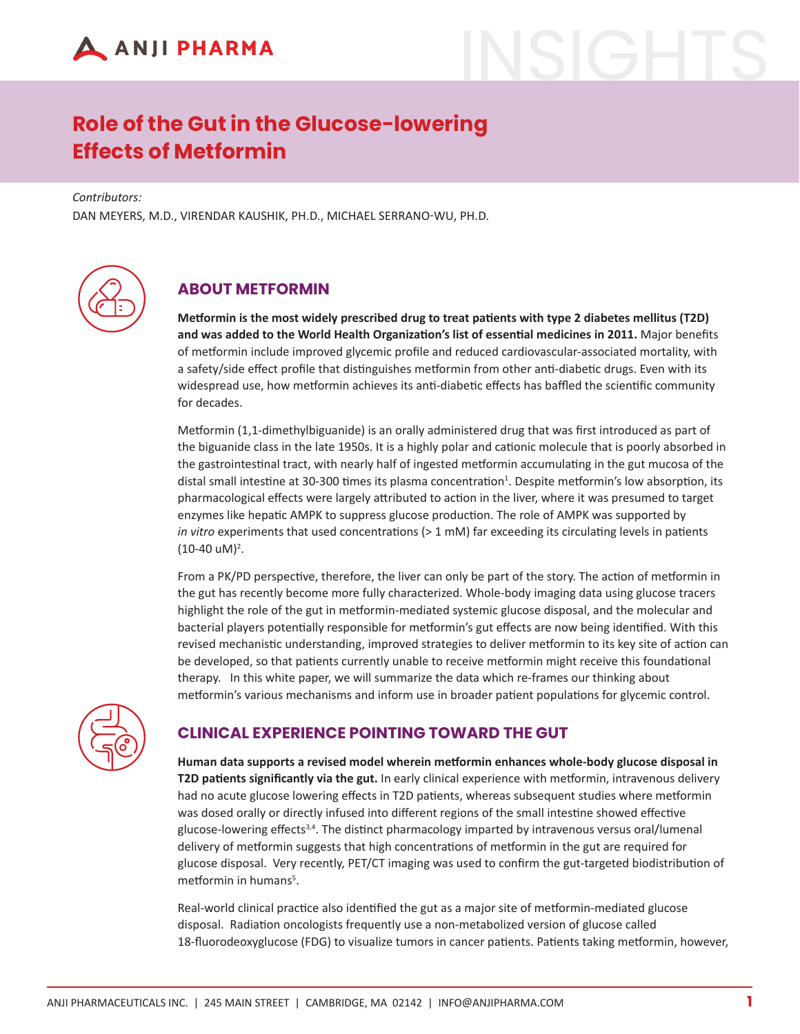# Role of the Gut in the Glucose-lowering Effects of Metformin

*Contributors:*

DAN MEYERS, M.D., VIRENDAR KAUSHIK, PH.D., MICHAEL SERRANO-WU, PH.D.

## ABOUT METFORMIN

**Metformin is the most widely prescribed drug to treat patients with type 2 diabetes mellitus (T2D) and was added to the World Health Organization's list of essential medicines in 2011.** Major benefits of metformin include improved glycemic profile and reduced cardiovascular-associated mortality, with a safety/side effect profile that distinguishes metformin from other anti-diabetic drugs. Even with its widespread use, how metformin achieves its anti-diabetic effects has baffled the scientific community for decades.

Metformin (1,1-dimethylbiguanide) is an orally administered drug that was first introduced as part of the biguanide class in the late 1950s. It is a highly polar and cationic molecule that is poorly absorbed in the gastrointestinal tract, with nearly half of ingested metformin accumulating in the gut mucosa of the distal small intestine at 30-300 times its plasma concentration[1]. Despite metformin's low absorption, its pharmacological effects were largely attributed to action in the liver, where it was presumed to target enzymes like hepatic AMPK to suppress glucose production. The role of AMPK was supported by *in vitro* experiments that used concentrations (> 1 mM) far exceeding its circulating levels in patients (10-40 uM)[2].

From a PK/PD perspective, therefore, the liver can only be part of the story. The action of metformin in the gut has recently become more fully characterized. Whole-body imaging data using glucose tracers highlight the role of the gut in metformin-mediated systemic glucose disposal, and the molecular and bacterial players potentially responsible for metformin's gut effects are now being identified. With this revised mechanistic understanding, improved strategies to deliver metformin to its key site of action can be developed, so that patients currently unable to receive metformin might receive this foundational therapy. In this white paper, we will summarize the data which re-frames our thinking about metformin's various mechanisms and inform use in broader patient populations for glycemic control.

## CLINICAL EXPERIENCE POINTING TOWARD THE GUT

**Human data supports a revised model wherein metformin enhances whole-body glucose disposal in T2D patients significantly via the gut.** In early clinical experience with metformin, intravenous delivery had no acute glucose lowering effects in T2D patients, whereas subsequent studies where metformin was dosed orally or directly infused into different regions of the small intestine showed effective glucose-lowering effects[3,4]. The distinct pharmacology imparted by intravenous versus oral/lumenal delivery of metformin suggests that high concentrations of metformin in the gut are required for glucose disposal. Very recently, PET/CT imaging was used to confirm the gut-targeted biodistribution of metformin in humans[5].

Real-world clinical practice also identified the gut as a major site of metformin-mediated glucose disposal. Radiation oncologists frequently use a non-metabolized version of glucose called 18-fluorodeoxyglucose (FDG) to visualize tumors in cancer patients. Patients taking metformin, however,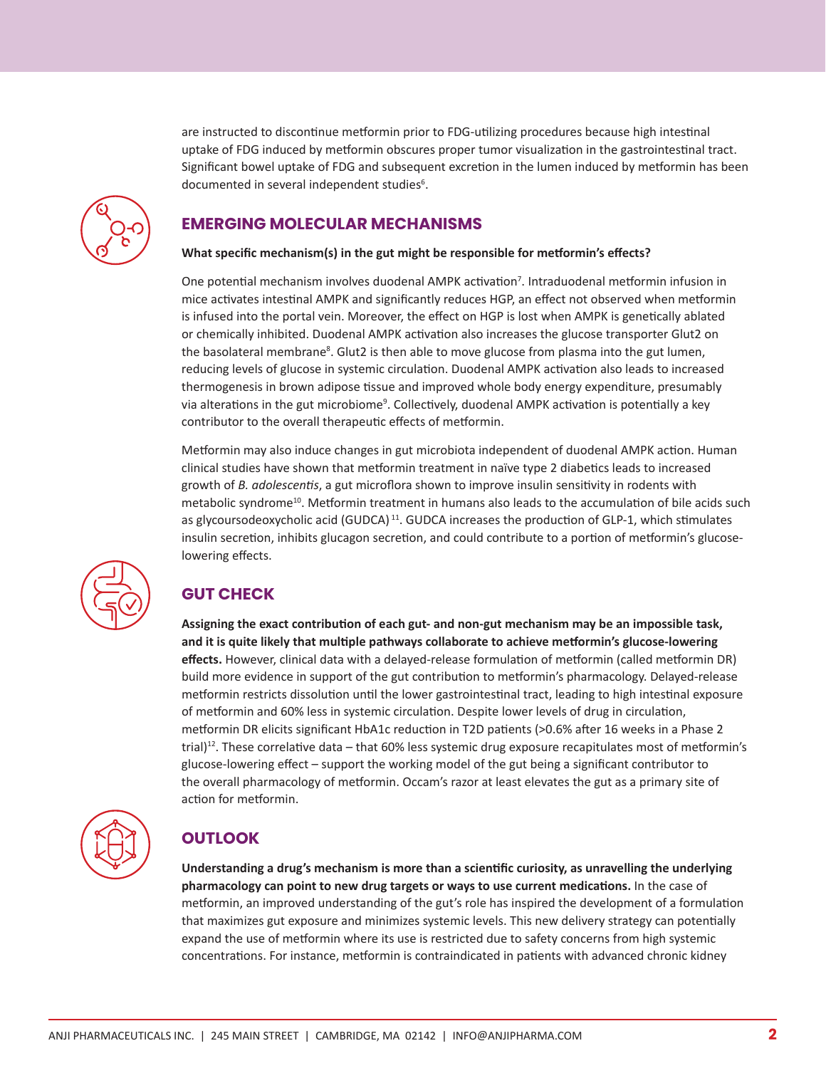are instructed to discontinue metformin prior to FDG-utilizing procedures because high intestinal uptake of FDG induced by metformin obscures proper tumor visualization in the gastrointestinal tract. Significant bowel uptake of FDG and subsequent excretion in the lumen induced by metformin has been documented in several independent studies[6].

## EMERGING MOLECULAR MECHANISMS

**What specific mechanism(s) in the gut might be responsible for metformin's effects?**

One potential mechanism involves duodenal AMPK activation[7]. Intraduodenal metformin infusion in mice activates intestinal AMPK and significantly reduces HGP, an effect not observed when metformin is infused into the portal vein. Moreover, the effect on HGP is lost when AMPK is genetically ablated or chemically inhibited. Duodenal AMPK activation also increases the glucose transporter Glut2 on the basolateral membrane[8]. Glut2 is then able to move glucose from plasma into the gut lumen, reducing levels of glucose in systemic circulation. Duodenal AMPK activation also leads to increased thermogenesis in brown adipose tissue and improved whole body energy expenditure, presumably via alterations in the gut microbiome[9]. Collectively, duodenal AMPK activation is potentially a key contributor to the overall therapeutic effects of metformin.

Metformin may also induce changes in gut microbiota independent of duodenal AMPK action. Human clinical studies have shown that metformin treatment in naïve type 2 diabetics leads to increased growth of *B. adolescentis*, a gut microflora shown to improve insulin sensitivity in rodents with metabolic syndrome[10]. Metformin treatment in humans also leads to the accumulation of bile acids such as glycoursodeoxycholic acid (GUDCA)[11]. GUDCA increases the production of GLP-1, which stimulates insulin secretion, inhibits glucagon secretion, and could contribute to a portion of metformin's glucose-lowering effects.

## GUT CHECK

**Assigning the exact contribution of each gut- and non-gut mechanism may be an impossible task, and it is quite likely that multiple pathways collaborate to achieve metformin's glucose-lowering effects.** However, clinical data with a delayed-release formulation of metformin (called metformin DR) build more evidence in support of the gut contribution to metformin's pharmacology. Delayed-release metformin restricts dissolution until the lower gastrointestinal tract, leading to high intestinal exposure of metformin and 60% less in systemic circulation. Despite lower levels of drug in circulation, metformin DR elicits significant HbA1c reduction in T2D patients (>0.6% after 16 weeks in a Phase 2 trial)[12]. These correlative data – that 60% less systemic drug exposure recapitulates most of metformin's glucose-lowering effect – support the working model of the gut being a significant contributor to the overall pharmacology of metformin. Occam's razor at least elevates the gut as a primary site of action for metformin.

## OUTLOOK

**Understanding a drug's mechanism is more than a scientific curiosity, as unravelling the underlying pharmacology can point to new drug targets or ways to use current medications.** In the case of metformin, an improved understanding of the gut's role has inspired the development of a formulation that maximizes gut exposure and minimizes systemic levels. This new delivery strategy can potentially expand the use of metformin where its use is restricted due to safety concerns from high systemic concentrations. For instance, metformin is contraindicated in patients with advanced chronic kidney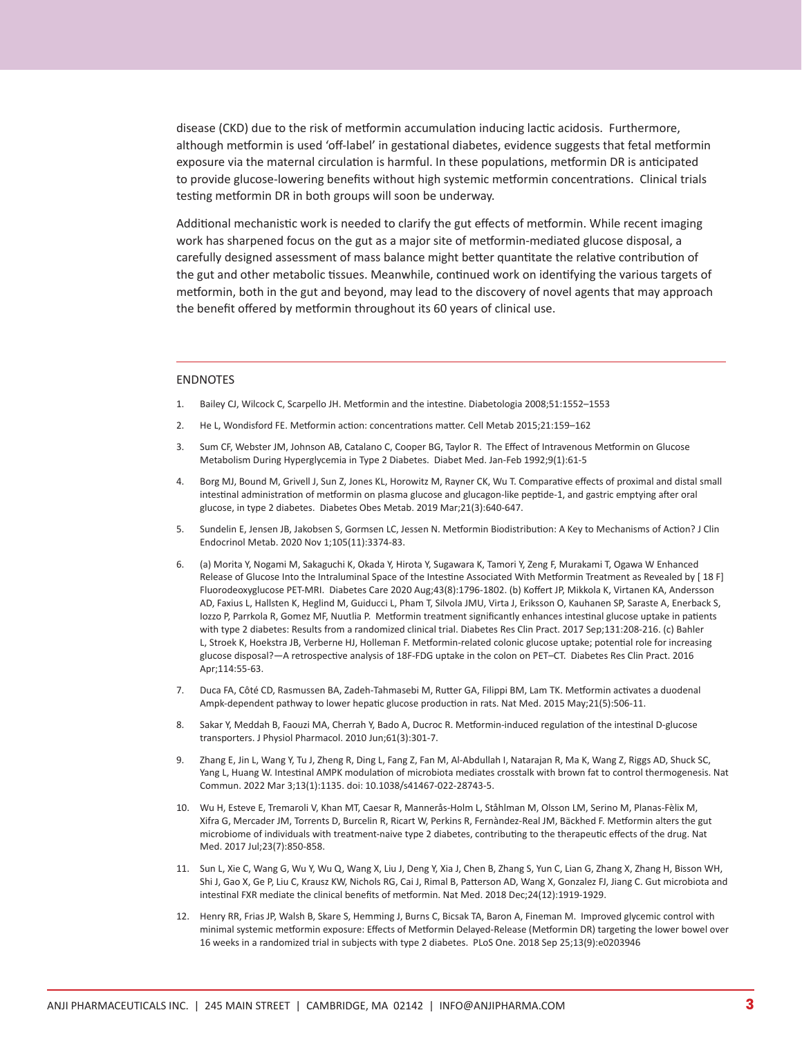disease (CKD) due to the risk of metformin accumulation inducing lactic acidosis. Furthermore, although metformin is used 'off-label' in gestational diabetes, evidence suggests that fetal metformin exposure via the maternal circulation is harmful. In these populations, metformin DR is anticipated to provide glucose-lowering benefits without high systemic metformin concentrations. Clinical trials testing metformin DR in both groups will soon be underway.

Additional mechanistic work is needed to clarify the gut effects of metformin. While recent imaging work has sharpened focus on the gut as a major site of metformin-mediated glucose disposal, a carefully designed assessment of mass balance might better quantitate the relative contribution of the gut and other metabolic tissues. Meanwhile, continued work on identifying the various targets of metformin, both in the gut and beyond, may lead to the discovery of novel agents that may approach the benefit offered by metformin throughout its 60 years of clinical use.

---

## ENDNOTES

1. Bailey CJ, Wilcock C, Scarpello JH. Metformin and the intestine. Diabetologia 2008;51:1552–1553
2. He L, Wondisford FE. Metformin action: concentrations matter. Cell Metab 2015;21:159–162
3. Sum CF, Webster JM, Johnson AB, Catalano C, Cooper BG, Taylor R. The Effect of Intravenous Metformin on Glucose Metabolism During Hyperglycemia in Type 2 Diabetes. Diabet Med. Jan-Feb 1992;9(1):61-5
4. Borg MJ, Bound M, Grivell J, Sun Z, Jones KL, Horowitz M, Rayner CK, Wu T. Comparative effects of proximal and distal small intestinal administration of metformin on plasma glucose and glucagon-like peptide-1, and gastric emptying after oral glucose, in type 2 diabetes. Diabetes Obes Metab. 2019 Mar;21(3):640-647.
5. Sundelin E, Jensen JB, Jakobsen S, Gormsen LC, Jessen N. Metformin Biodistribution: A Key to Mechanisms of Action? J Clin Endocrinol Metab. 2020 Nov 1;105(11):3374-83.
6. (a) Morita Y, Nogami M, Sakaguchi K, Okada Y, Hirota Y, Sugawara K, Tamori Y, Zeng F, Murakami T, Ogawa W Enhanced Release of Glucose Into the Intraluminal Space of the Intestine Associated With Metformin Treatment as Revealed by [ 18 F] Fluorodeoxyglucose PET-MRI. Diabetes Care 2020 Aug;43(8):1796-1802. (b) Koffert JP, Mikkola K, Virtanen KA, Andersson AD, Faxius L, Hallsten K, Heglind M, Guiducci L, Pham T, Silvola JMU, Virta J, Eriksson O, Kauhanen SP, Saraste A, Enerback S, Iozzo P, Parrkola R, Gomez MF, Nuutlia P. Metformin treatment significantly enhances intestinal glucose uptake in patients with type 2 diabetes: Results from a randomized clinical trial. Diabetes Res Clin Pract. 2017 Sep;131:208-216. (c) Bahler L, Stroek K, Hoekstra JB, Verberne HJ, Holleman F. Metformin-related colonic glucose uptake; potential role for increasing glucose disposal?—A retrospective analysis of 18F-FDG uptake in the colon on PET–CT. Diabetes Res Clin Pract. 2016 Apr;114:55-63.
7. Duca FA, Côté CD, Rasmussen BA, Zadeh-Tahmasebi M, Rutter GA, Filippi BM, Lam TK. Metformin activates a duodenal Ampk-dependent pathway to lower hepatic glucose production in rats. Nat Med. 2015 May;21(5):506-11.
8. Sakar Y, Meddah B, Faouzi MA, Cherrah Y, Bado A, Ducroc R. Metformin-induced regulation of the intestinal D-glucose transporters. J Physiol Pharmacol. 2010 Jun;61(3):301-7.
9. Zhang E, Jin L, Wang Y, Tu J, Zheng R, Ding L, Fang Z, Fan M, Al-Abdullah I, Natarajan R, Ma K, Wang Z, Riggs AD, Shuck SC, Yang L, Huang W. Intestinal AMPK modulation of microbiota mediates crosstalk with brown fat to control thermogenesis. Nat Commun. 2022 Mar 3;13(1):1135. doi: 10.1038/s41467-022-28743-5.
10. Wu H, Esteve E, Tremaroli V, Khan MT, Caesar R, Mannerås-Holm L, Ståhlman M, Olsson LM, Serino M, Planas-Fèlix M, Xifra G, Mercader JM, Torrents D, Burcelin R, Ricart W, Perkins R, Fernàndez-Real JM, Bäckhed F. Metformin alters the gut microbiome of individuals with treatment-naive type 2 diabetes, contributing to the therapeutic effects of the drug. Nat Med. 2017 Jul;23(7):850-858.
11. Sun L, Xie C, Wang G, Wu Y, Wu Q, Wang X, Liu J, Deng Y, Xia J, Chen B, Zhang S, Yun C, Lian G, Zhang X, Zhang H, Bisson WH, Shi J, Gao X, Ge P, Liu C, Krausz KW, Nichols RG, Cai J, Rimal B, Patterson AD, Wang X, Gonzalez FJ, Jiang C. Gut microbiota and intestinal FXR mediate the clinical benefits of metformin. Nat Med. 2018 Dec;24(12):1919-1929.
12. Henry RR, Frias JP, Walsh B, Skare S, Hemming J, Burns C, Bicsak TA, Baron A, Fineman M. Improved glycemic control with minimal systemic metformin exposure: Effects of Metformin Delayed-Release (Metformin DR) targeting the lower bowel over 16 weeks in a randomized trial in subjects with type 2 diabetes. PLoS One. 2018 Sep 25;13(9):e0203946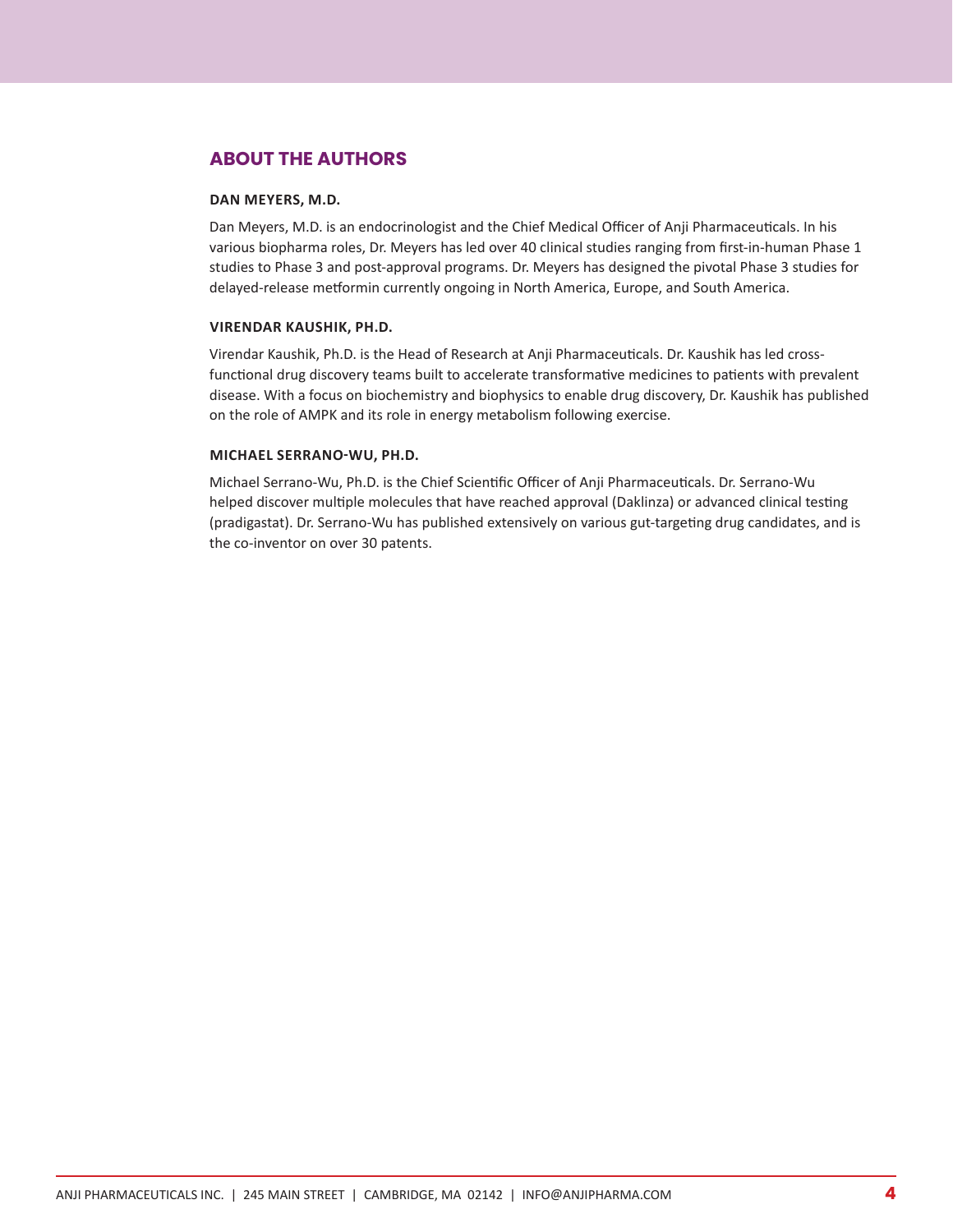## ABOUT THE AUTHORS

### DAN MEYERS, M.D.

Dan Meyers, M.D. is an endocrinologist and the Chief Medical Officer of Anji Pharmaceuticals. In his various biopharma roles, Dr. Meyers has led over 40 clinical studies ranging from first-in-human Phase 1 studies to Phase 3 and post-approval programs. Dr. Meyers has designed the pivotal Phase 3 studies for delayed-release metformin currently ongoing in North America, Europe, and South America.

### VIRENDAR KAUSHIK, PH.D.

Virendar Kaushik, Ph.D. is the Head of Research at Anji Pharmaceuticals. Dr. Kaushik has led cross-functional drug discovery teams built to accelerate transformative medicines to patients with prevalent disease. With a focus on biochemistry and biophysics to enable drug discovery, Dr. Kaushik has published on the role of AMPK and its role in energy metabolism following exercise.

### MICHAEL SERRANO-WU, PH.D.

Michael Serrano-Wu, Ph.D. is the Chief Scientific Officer of Anji Pharmaceuticals. Dr. Serrano-Wu helped discover multiple molecules that have reached approval (Daklinza) or advanced clinical testing (pradigastat). Dr. Serrano-Wu has published extensively on various gut-targeting drug candidates, and is the co-inventor on over 30 patents.